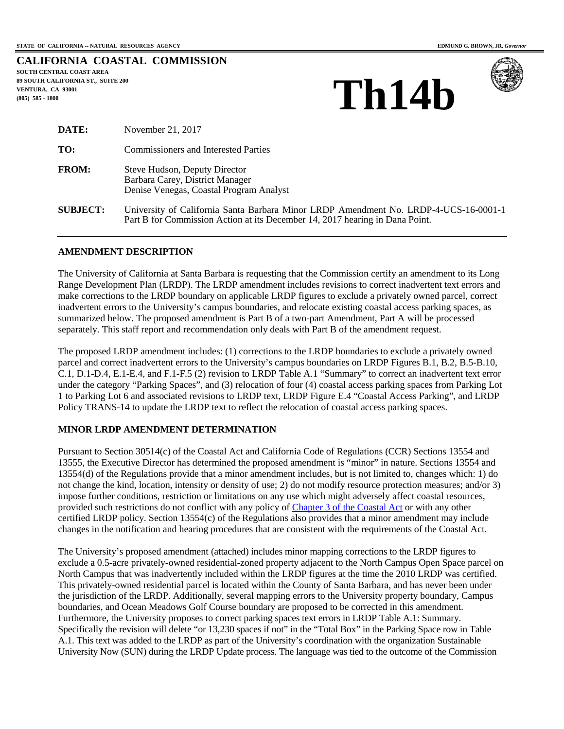STATE OF CALIFORNIA -- NATURAL RESOURCES AGENCY EDMUND G. BROWN, JR, *Governor*

# CALIFORNIA COASTAL COMMISSION

**SOUTH CENTRAL COAST AREA**
**89 SOUTH CALIFORNIA ST., SUITE 200**
**VENTURA, CA 93001**
**(805) 585 - 1800**

# Th14b

| | |
|---|---|
| **DATE:** | November 21, 2017 |
| **TO:** | Commissioners and Interested Parties |
| **FROM:** | Steve Hudson, Deputy Director<br>Barbara Carey, District Manager<br>Denise Venegas, Coastal Program Analyst |
| **SUBJECT:** | University of California Santa Barbara Minor LRDP Amendment No. LRDP-4-UCS-16-0001-1 Part B for Commission Action at its December 14, 2017 hearing in Dana Point. |

## AMENDMENT DESCRIPTION

The University of California at Santa Barbara is requesting that the Commission certify an amendment to its Long Range Development Plan (LRDP). The LRDP amendment includes revisions to correct inadvertent text errors and make corrections to the LRDP boundary on applicable LRDP figures to exclude a privately owned parcel, correct inadvertent errors to the University's campus boundaries, and relocate existing coastal access parking spaces, as summarized below. The proposed amendment is Part B of a two-part Amendment, Part A will be processed separately. This staff report and recommendation only deals with Part B of the amendment request.

The proposed LRDP amendment includes: (1) corrections to the LRDP boundaries to exclude a privately owned parcel and correct inadvertent errors to the University's campus boundaries on LRDP Figures B.1, B.2, B.5-B.10, C.1, D.1-D.4, E.1-E.4, and F.1-F.5 (2) revision to LRDP Table A.1 "Summary" to correct an inadvertent text error under the category "Parking Spaces", and (3) relocation of four (4) coastal access parking spaces from Parking Lot 1 to Parking Lot 6 and associated revisions to LRDP text, LRDP Figure E.4 "Coastal Access Parking", and LRDP Policy TRANS-14 to update the LRDP text to reflect the relocation of coastal access parking spaces.

## MINOR LRDP AMENDMENT DETERMINATION

Pursuant to Section 30514(c) of the Coastal Act and California Code of Regulations (CCR) Sections 13554 and 13555, the Executive Director has determined the proposed amendment is "minor" in nature. Sections 13554 and 13554(d) of the Regulations provide that a minor amendment includes, but is not limited to, changes which: 1) do not change the kind, location, intensity or density of use; 2) do not modify resource protection measures; and/or 3) impose further conditions, restriction or limitations on any use which might adversely affect coastal resources, provided such restrictions do not conflict with any policy of Chapter 3 of the Coastal Act or with any other certified LRDP policy. Section 13554(c) of the Regulations also provides that a minor amendment may include changes in the notification and hearing procedures that are consistent with the requirements of the Coastal Act.

The University's proposed amendment (attached) includes minor mapping corrections to the LRDP figures to exclude a 0.5-acre privately-owned residential-zoned property adjacent to the North Campus Open Space parcel on North Campus that was inadvertently included within the LRDP figures at the time the 2010 LRDP was certified. This privately-owned residential parcel is located within the County of Santa Barbara, and has never been under the jurisdiction of the LRDP. Additionally, several mapping errors to the University property boundary, Campus boundaries, and Ocean Meadows Golf Course boundary are proposed to be corrected in this amendment. Furthermore, the University proposes to correct parking spaces text errors in LRDP Table A.1: Summary. Specifically the revision will delete "or 13,230 spaces if not" in the "Total Box" in the Parking Space row in Table A.1. This text was added to the LRDP as part of the University's coordination with the organization Sustainable University Now (SUN) during the LRDP Update process. The language was tied to the outcome of the Commission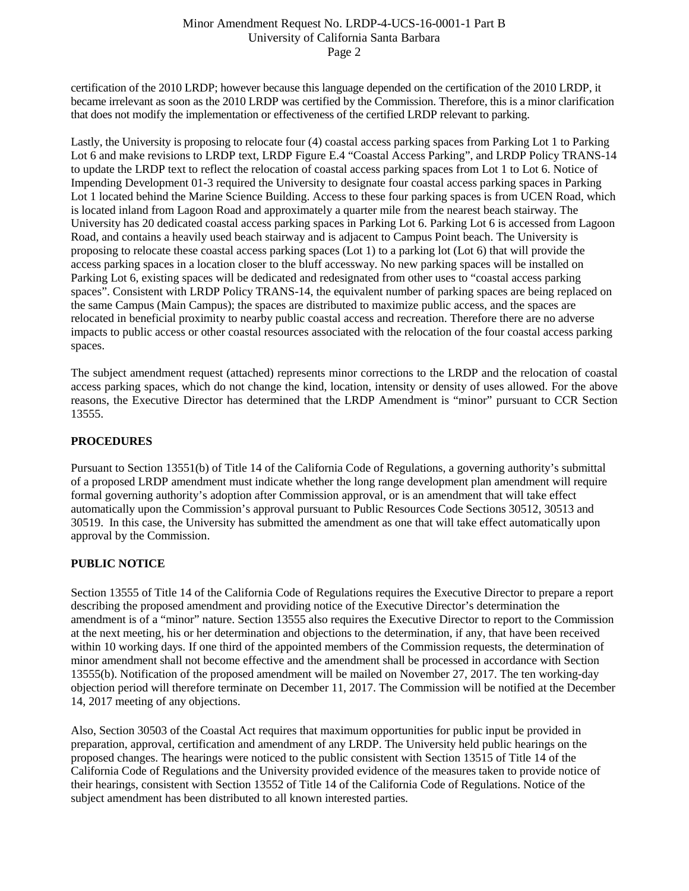certification of the 2010 LRDP; however because this language depended on the certification of the 2010 LRDP, it became irrelevant as soon as the 2010 LRDP was certified by the Commission. Therefore, this is a minor clarification that does not modify the implementation or effectiveness of the certified LRDP relevant to parking.

Lastly, the University is proposing to relocate four (4) coastal access parking spaces from Parking Lot 1 to Parking Lot 6 and make revisions to LRDP text, LRDP Figure E.4 "Coastal Access Parking", and LRDP Policy TRANS-14 to update the LRDP text to reflect the relocation of coastal access parking spaces from Lot 1 to Lot 6. Notice of Impending Development 01-3 required the University to designate four coastal access parking spaces in Parking Lot 1 located behind the Marine Science Building. Access to these four parking spaces is from UCEN Road, which is located inland from Lagoon Road and approximately a quarter mile from the nearest beach stairway. The University has 20 dedicated coastal access parking spaces in Parking Lot 6. Parking Lot 6 is accessed from Lagoon Road, and contains a heavily used beach stairway and is adjacent to Campus Point beach. The University is proposing to relocate these coastal access parking spaces (Lot 1) to a parking lot (Lot 6) that will provide the access parking spaces in a location closer to the bluff accessway. No new parking spaces will be installed on Parking Lot 6, existing spaces will be dedicated and redesignated from other uses to "coastal access parking spaces". Consistent with LRDP Policy TRANS-14, the equivalent number of parking spaces are being replaced on the same Campus (Main Campus); the spaces are distributed to maximize public access, and the spaces are relocated in beneficial proximity to nearby public coastal access and recreation. Therefore there are no adverse impacts to public access or other coastal resources associated with the relocation of the four coastal access parking spaces.

The subject amendment request (attached) represents minor corrections to the LRDP and the relocation of coastal access parking spaces, which do not change the kind, location, intensity or density of uses allowed. For the above reasons, the Executive Director has determined that the LRDP Amendment is "minor" pursuant to CCR Section 13555.

## PROCEDURES

Pursuant to Section 13551(b) of Title 14 of the California Code of Regulations, a governing authority's submittal of a proposed LRDP amendment must indicate whether the long range development plan amendment will require formal governing authority's adoption after Commission approval, or is an amendment that will take effect automatically upon the Commission's approval pursuant to Public Resources Code Sections 30512, 30513 and 30519. In this case, the University has submitted the amendment as one that will take effect automatically upon approval by the Commission.

## PUBLIC NOTICE

Section 13555 of Title 14 of the California Code of Regulations requires the Executive Director to prepare a report describing the proposed amendment and providing notice of the Executive Director's determination the amendment is of a "minor" nature. Section 13555 also requires the Executive Director to report to the Commission at the next meeting, his or her determination and objections to the determination, if any, that have been received within 10 working days. If one third of the appointed members of the Commission requests, the determination of minor amendment shall not become effective and the amendment shall be processed in accordance with Section 13555(b). Notification of the proposed amendment will be mailed on November 27, 2017. The ten working-day objection period will therefore terminate on December 11, 2017. The Commission will be notified at the December 14, 2017 meeting of any objections.

Also, Section 30503 of the Coastal Act requires that maximum opportunities for public input be provided in preparation, approval, certification and amendment of any LRDP. The University held public hearings on the proposed changes. The hearings were noticed to the public consistent with Section 13515 of Title 14 of the California Code of Regulations and the University provided evidence of the measures taken to provide notice of their hearings, consistent with Section 13552 of Title 14 of the California Code of Regulations. Notice of the subject amendment has been distributed to all known interested parties.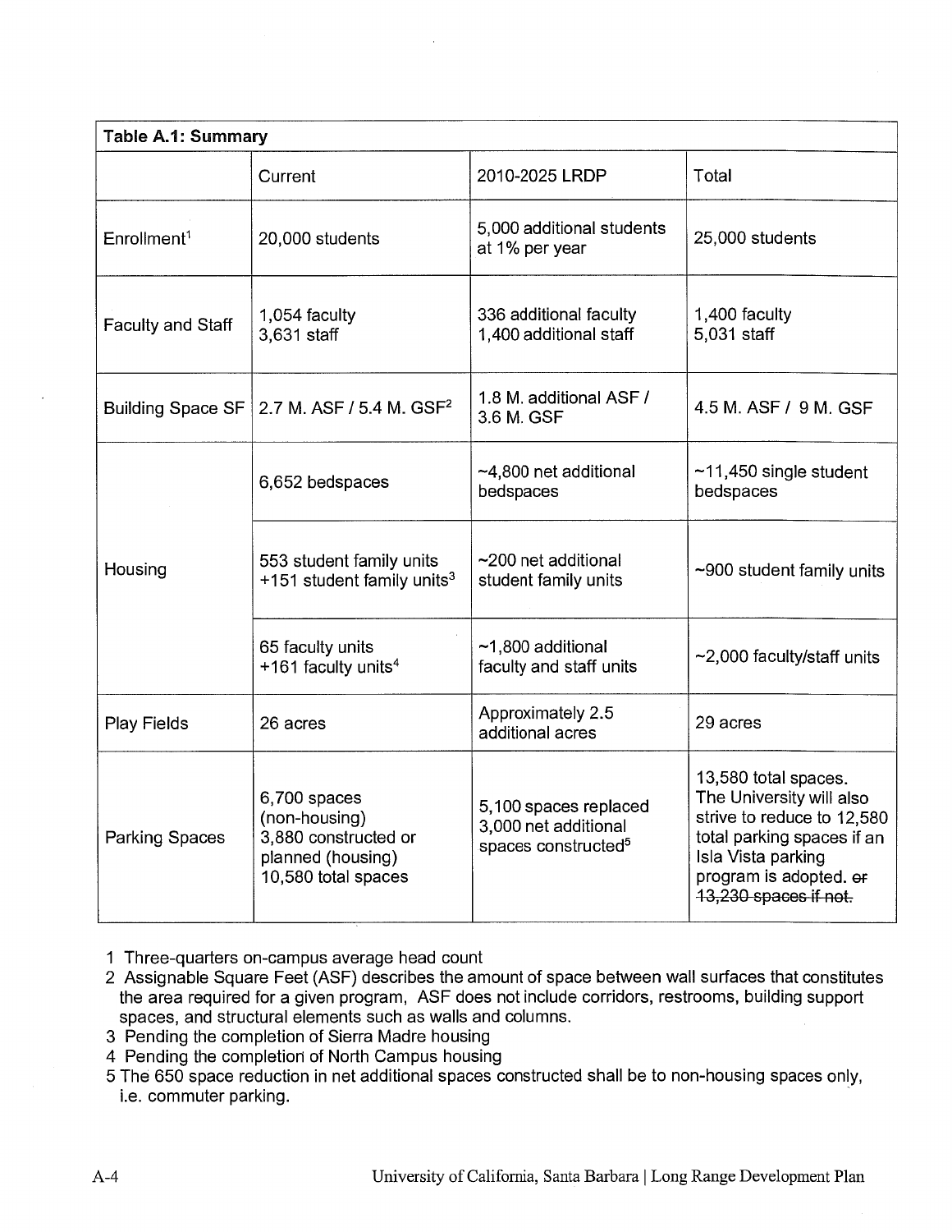| Table A.1: Summary | | | |
|---|---|---|---|
| | Current | 2010-2025 LRDP | Total |
| Enrollment[1] | 20,000 students | 5,000 additional students at 1% per year | 25,000 students |
| Faculty and Staff | 1,054 faculty<br>3,631 staff | 336 additional faculty<br>1,400 additional staff | 1,400 faculty<br>5,031 staff |
| Building Space SF | 2.7 M. ASF / 5.4 M. GSF[2] | 1.8 M. additional ASF / 3.6 M. GSF | 4.5 M. ASF / 9 M. GSF |
| Housing | 6,652 bedspaces | ~4,800 net additional bedspaces | ~11,450 single student bedspaces |
| | 553 student family units<br>+151 student family units[3] | ~200 net additional student family units | ~900 student family units |
| | 65 faculty units<br>+161 faculty units[4] | ~1,800 additional faculty and staff units | ~2,000 faculty/staff units |
| Play Fields | 26 acres | Approximately 2.5 additional acres | 29 acres |
| Parking Spaces | 6,700 spaces (non-housing)<br>3,880 constructed or planned (housing)<br>10,580 total spaces | 5,100 spaces replaced<br>3,000 net additional spaces constructed[5] | 13,580 total spaces. The University will also strive to reduce to 12,580 total parking spaces if an Isla Vista parking program is adopted. ~~or 13,230 spaces if not.~~ |

1 Three-quarters on-campus average head count

2 Assignable Square Feet (ASF) describes the amount of space between wall surfaces that constitutes the area required for a given program, ASF does not include corridors, restrooms, building support spaces, and structural elements such as walls and columns.

3 Pending the completion of Sierra Madre housing

4 Pending the completion of North Campus housing

5 The 650 space reduction in net additional spaces constructed shall be to non-housing spaces only, i.e. commuter parking.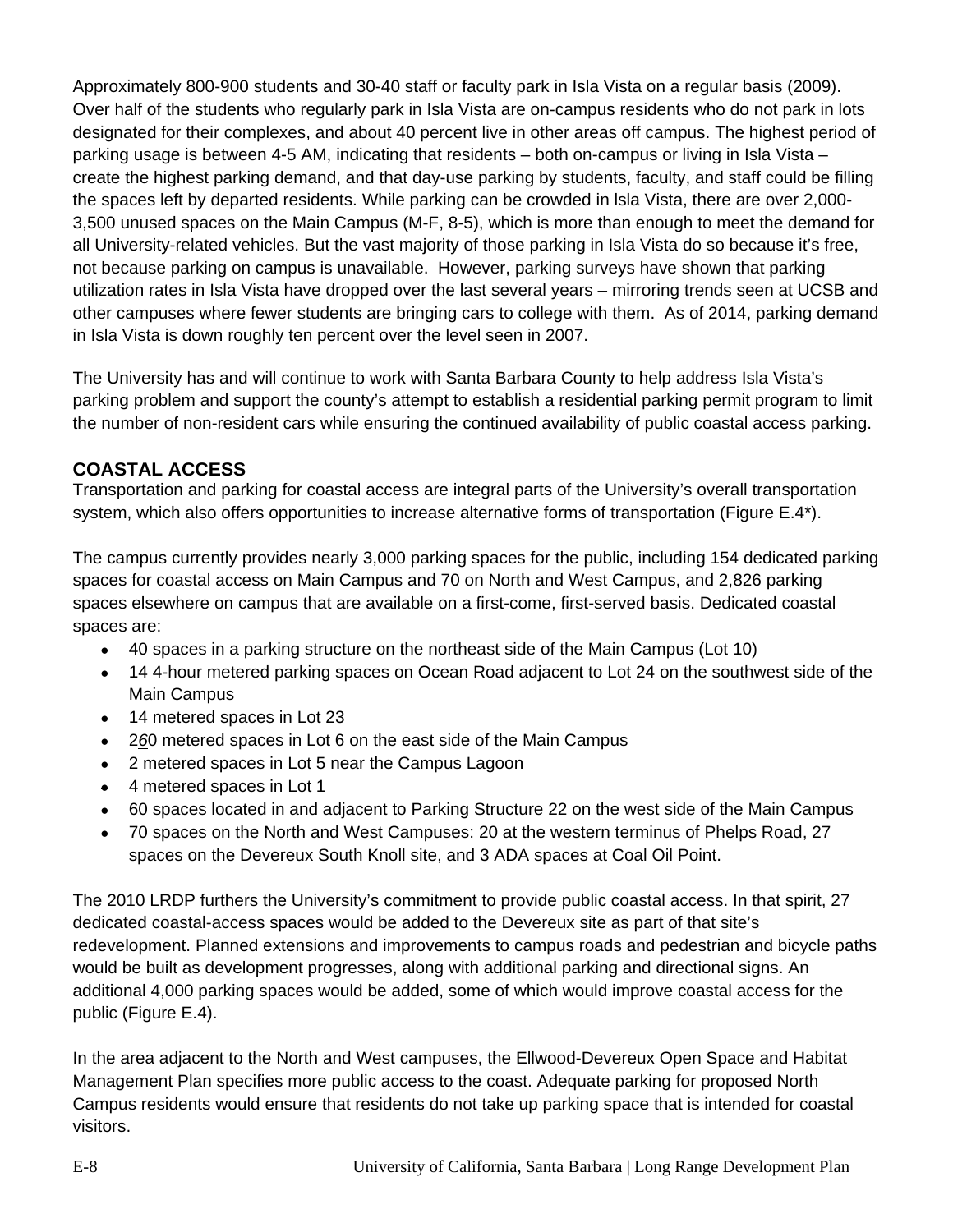Approximately 800-900 students and 30-40 staff or faculty park in Isla Vista on a regular basis (2009). Over half of the students who regularly park in Isla Vista are on-campus residents who do not park in lots designated for their complexes, and about 40 percent live in other areas off campus. The highest period of parking usage is between 4-5 AM, indicating that residents – both on-campus or living in Isla Vista – create the highest parking demand, and that day-use parking by students, faculty, and staff could be filling the spaces left by departed residents. While parking can be crowded in lsla Vista, there are over 2,000-3,500 unused spaces on the Main Campus (M-F, 8-5), which is more than enough to meet the demand for all University-related vehicles. But the vast majority of those parking in Isla Vista do so because it's free, not because parking on campus is unavailable. However, parking surveys have shown that parking utilization rates in Isla Vista have dropped over the last several years – mirroring trends seen at UCSB and other campuses where fewer students are bringing cars to college with them. As of 2014, parking demand in Isla Vista is down roughly ten percent over the level seen in 2007.

The University has and will continue to work with Santa Barbara County to help address Isla Vista's parking problem and support the county's attempt to establish a residential parking permit program to limit the number of non-resident cars while ensuring the continued availability of public coastal access parking.

## COASTAL ACCESS

Transportation and parking for coastal access are integral parts of the University's overall transportation system, which also offers opportunities to increase alternative forms of transportation (Figure E.4*).

The campus currently provides nearly 3,000 parking spaces for the public, including 154 dedicated parking spaces for coastal access on Main Campus and 70 on North and West Campus, and 2,826 parking spaces elsewhere on campus that are available on a first-come, first-served basis. Dedicated coastal spaces are:

- 40 spaces in a parking structure on the northeast side of the Main Campus (Lot 10)
- 14 4-hour metered parking spaces on Ocean Road adjacent to Lot 24 on the southwest side of the Main Campus
- 14 metered spaces in Lot 23
- 2*6*~~0~~ metered spaces in Lot 6 on the east side of the Main Campus
- 2 metered spaces in Lot 5 near the Campus Lagoon
- ~~4 metered spaces in Lot 1~~
- 60 spaces located in and adjacent to Parking Structure 22 on the west side of the Main Campus
- 70 spaces on the North and West Campuses: 20 at the western terminus of Phelps Road, 27 spaces on the Devereux South Knoll site, and 3 ADA spaces at Coal Oil Point.

The 2010 LRDP furthers the University's commitment to provide public coastal access. In that spirit, 27 dedicated coastal-access spaces would be added to the Devereux site as part of that site's redevelopment. Planned extensions and improvements to campus roads and pedestrian and bicycle paths would be built as development progresses, along with additional parking and directional signs. An additional 4,000 parking spaces would be added, some of which would improve coastal access for the public (Figure E.4).

In the area adjacent to the North and West campuses, the Ellwood-Devereux Open Space and Habitat Management Plan specifies more public access to the coast. Adequate parking for proposed North Campus residents would ensure that residents do not take up parking space that is intended for coastal visitors.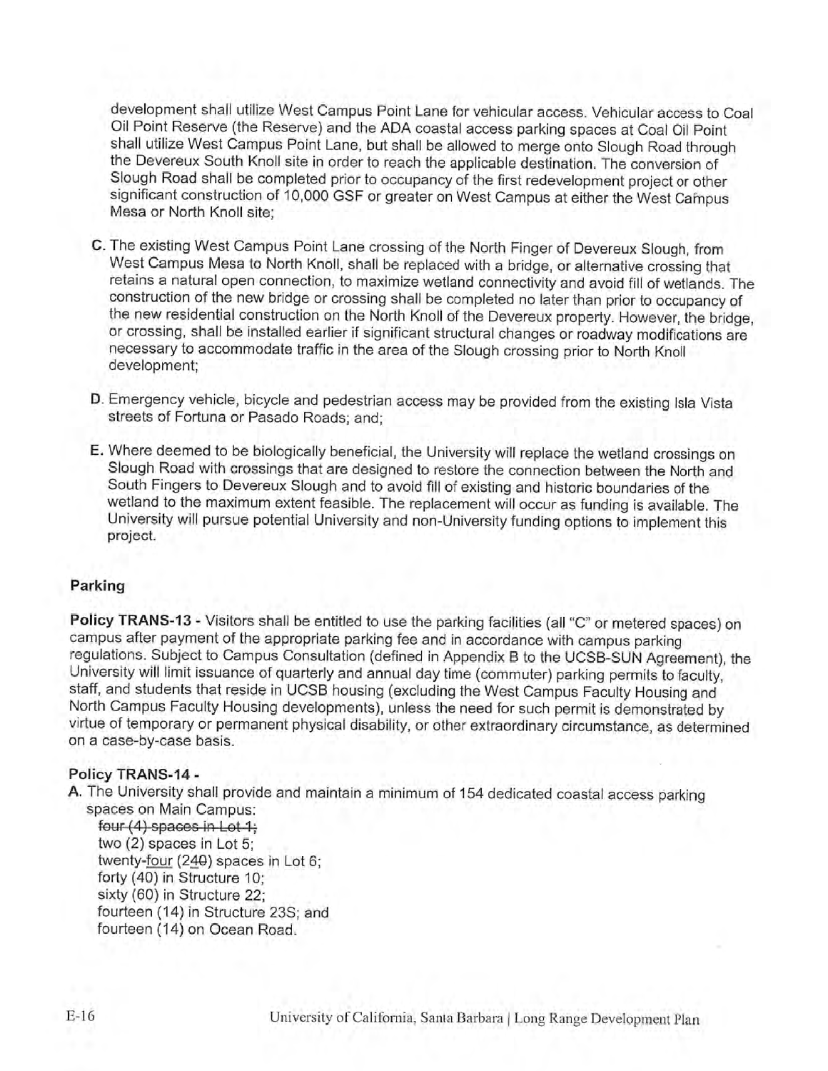development shall utilize West Campus Point Lane for vehicular access. Vehicular access to Coal Oil Point Reserve (the Reserve) and the ADA coastal access parking spaces at Coal Oil Point shall utilize West Campus Point Lane, but shall be allowed to merge onto Slough Road through the Devereux South Knoll site in order to reach the applicable destination. The conversion of Slough Road shall be completed prior to occupancy of the first redevelopment project or other significant construction of 10,000 GSF or greater on West Campus at either the West Campus Mesa or North Knoll site;

C. The existing West Campus Point Lane crossing of the North Finger of Devereux Slough, from West Campus Mesa to North Knoll, shall be replaced with a bridge, or alternative crossing that retains a natural open connection, to maximize wetland connectivity and avoid fill of wetlands. The construction of the new bridge or crossing shall be completed no later than prior to occupancy of the new residential construction on the North Knoll of the Devereux property. However, the bridge, or crossing, shall be installed earlier if significant structural changes or roadway modifications are necessary to accommodate traffic in the area of the Slough crossing prior to North Knoll development;

D. Emergency vehicle, bicycle and pedestrian access may be provided from the existing Isla Vista streets of Fortuna or Pasado Roads; and;

E. Where deemed to be biologically beneficial, the University will replace the wetland crossings on Slough Road with crossings that are designed to restore the connection between the North and South Fingers to Devereux Slough and to avoid fill of existing and historic boundaries of the wetland to the maximum extent feasible. The replacement will occur as funding is available. The University will pursue potential University and non-University funding options to implement this project.

### Parking

**Policy TRANS-13 -** Visitors shall be entitled to use the parking facilities (all "C" or metered spaces) on campus after payment of the appropriate parking fee and in accordance with campus parking regulations. Subject to Campus Consultation (defined in Appendix B to the UCSB-SUN Agreement), the University will limit issuance of quarterly and annual day time (commuter) parking permits to faculty, staff, and students that reside in UCSB housing (excluding the West Campus Faculty Housing and North Campus Faculty Housing developments), unless the need for such permit is demonstrated by virtue of temporary or permanent physical disability, or other extraordinary circumstance, as determined on a case-by-case basis.

**Policy TRANS-14 -**

A. The University shall provide and maintain a minimum of 154 dedicated coastal access parking spaces on Main Campus:

~~four (4) spaces in Lot 1;~~
two (2) spaces in Lot 5;
twenty-<u>four</u> (2<u>4</u>~~0~~) spaces in Lot 6;
forty (40) in Structure 10;
sixty (60) in Structure 22;
fourteen (14) in Structure 23S; and
fourteen (14) on Ocean Road.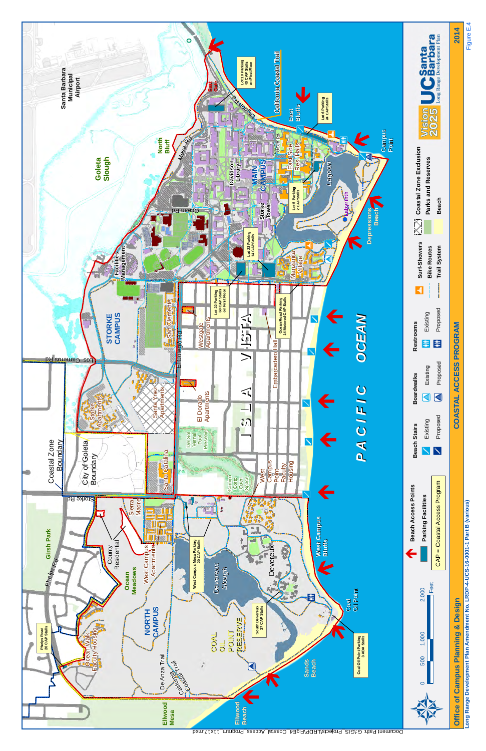# COASTAL ACCESS PROGRAM

Vision 2025 — UC Santa Barbara Long Range Development Plan

2014

Figure E.4

Office of Campus Planning & Design

Long Range Development Plan Amendment No. LRDP-4-UCS-16-0001-1 Part B (various)

Document Path: G:\GIS_Projects\LRDP\FigE4_Coastal_Access_Program_11x17.mxd

Santa Barbara Municipal Airport

Goleta Slough

North Bluff

Mesa Rd

Lagoon Rd

California Coastal Trail

East Gate

Lot 10 Parking 40 CAP Stalls on First Floor

East Bluffs

Lot 6 Parking 24 CAP Stalls

Campus Point

Davidson Library

MAIN CAMPUS

East Side Res Halls

Lagoon

Lot 5 Parking 2 CAP Stalls

Storke Tower

Ocean Rd

Labyrinth

Depressions Beach

Facilities Management

Lot 23 Parking 14 CAP Stalls

Manzanita Village

STORKE CAMPUS

San Clemente

El Colegio Rd

Lot 22 Parking 60 CAP Stalls on First Floor

Westgate Apartments

ISLA VISTA

Ocean Road Parking 14 Metered CAP Stalls

Embarcadero Hall

Los Carneros Rd

Storke Apartments

Santa Ynez Apartments

El Dorado Apartments

Del Sol Vernal Pool Preserve

PACIFIC OCEAN

Coastal Zone Boundary

City of Goleta Boundary

Santa Catalina

Camino Corto Open Space

West Campus Point Faculty Housing

Storke Rd

Sierra Madre

Girsh Park

Phelps Rd

County Residential

West Campus Apartments

Ocean Meadows

West Campus Mesa Parking 20 CAP Stalls

West Campus Bluffs

Devereux Slough

Devereux

NORTH CAMPUS

Phelps Road 20 CAP Stalls

Ocean Walk Faculty Housing

COAL OIL POINT RESERVE

South Devereux 27 CAP Stalls

Coal Oil Point

De Anza Trail

California Coastal Trail

Coal Oil Point Parking 3 ADA Stalls

Sands Beach

Ellwood Mesa

Ellwood Beach

0 500 1,000 2,000 Feet

**Legend**

- Beach Access Points
- Parking Facilities
- CAP = Coastal Access Program
- Beach Stairs: Existing, Proposed
- Boardwalks: Existing, Proposed
- Restrooms: Existing, Proposed
- Surf Showers
- Bike Routes
- Trail System
- Coastal Zone Exclusion
- Parks and Reserves
- Beach